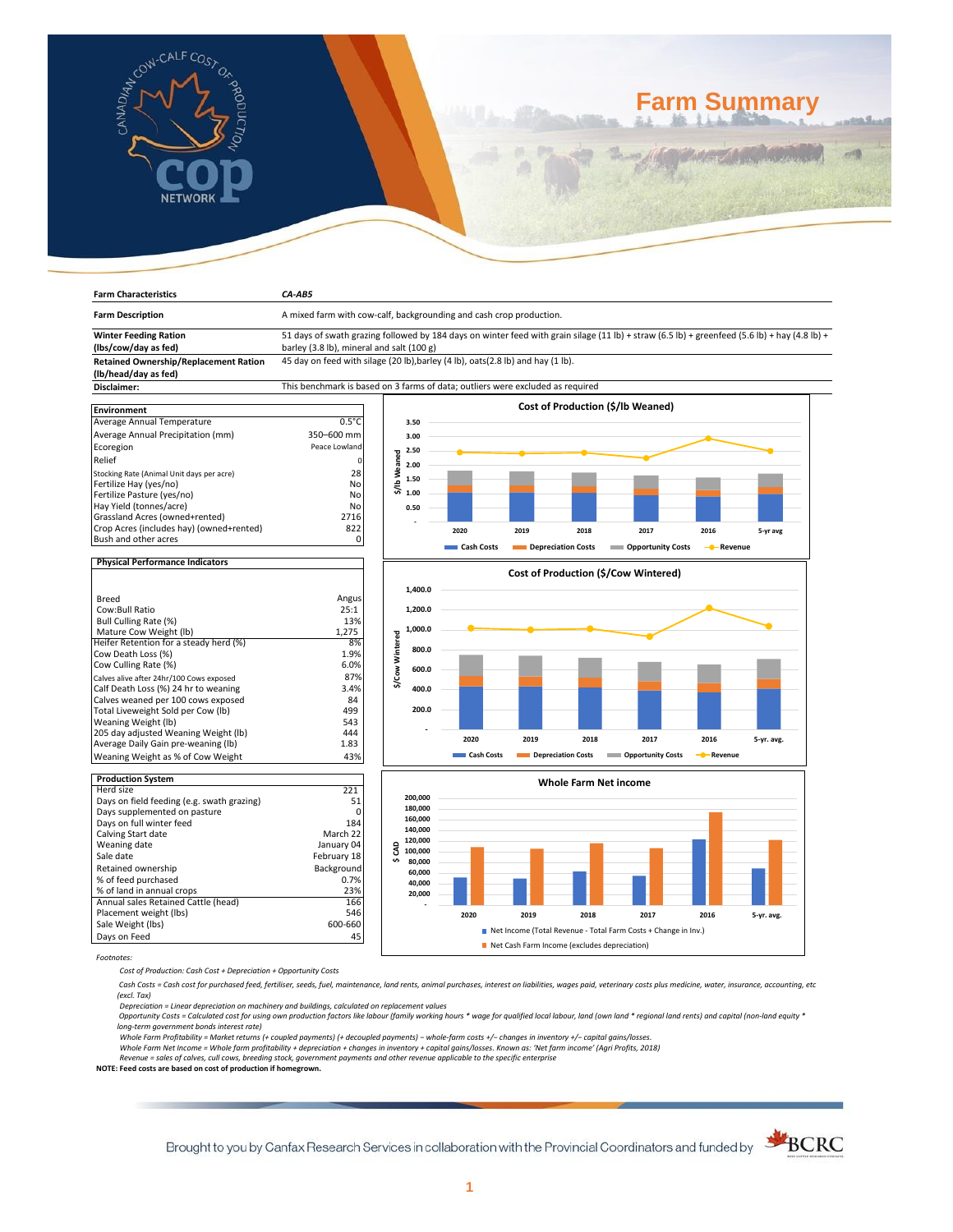# Farm Summary

| Farm Characteristics | CA-AB5 |
|---|---|
| **Farm Description** | A mixed farm with cow-calf, backgrounding and cash crop production. |
| **Winter Feeding Ration (lbs/cow/day as fed)** | 51 days of swath grazing followed by 184 days on winter feed with grain silage (11 lb) + straw (6.5 lb) + greenfeed (5.6 lb) + hay (4.8 lb) + barley (3.8 lb), mineral and salt (100 g) |
| **Retained Ownership/Replacement Ration (lb/head/day as fed)** | 45 day on feed with silage (20 lb),barley (4 lb), oats(2.8 lb) and hay (1 lb). |
| **Disclaimer:** | This benchmark is based on 3 farms of data; outliers were excluded as required |

| Environment | |
|---|---|
| Average Annual Temperature | 0.5°C |
| Average Annual Precipitation (mm) | 350–600 mm |
| Ecoregion | Peace Lowland |
| Relief | 0 |
| Stocking Rate (Animal Unit days per acre) | 28 |
| Fertilize Hay (yes/no) | No |
| Fertilize Pasture (yes/no) | No |
| Hay Yield (tonnes/acre) | No |
| Grassland Acres (owned+rented) | 2716 |
| Crop Acres (includes hay) (owned+rented) | 822 |
| Bush and other acres | 0 |

| Physical Performance Indicators | |
|---|---|
| Breed | Angus |
| Cow:Bull Ratio | 25:1 |
| Bull Culling Rate (%) | 13% |
| Mature Cow Weight (lb) | 1,275 |
| Heifer Retention for a steady herd (%) | 8% |
| Cow Death Loss (%) | 1.9% |
| Cow Culling Rate (%) | 6.0% |
| Calves alive after 24hr/100 Cows exposed | 87% |
| Calf Death Loss (%) 24 hr to weaning | 3.4% |
| Calves weaned per 100 cows exposed | 84 |
| Total Liveweight Sold per Cow (lb) | 499 |
| Weaning Weight (lb) | 543 |
| 205 day adjusted Weaning Weight (lb) | 444 |
| Average Daily Gain pre-weaning (lb) | 1.83 |
| Weaning Weight as % of Cow Weight | 43% |

| Production System | |
|---|---|
| Herd size | 221 |
| Days on field feeding (e.g. swath grazing) | 51 |
| Days supplemented on pasture | 0 |
| Days on full winter feed | 184 |
| Calving Start date | March 22 |
| Weaning date | January 04 |
| Sale date | February 18 |
| Retained ownership | Background |
| % of feed purchased | 0.7% |
| % of land in annual crops | 23% |
| Annual sales Retained Cattle (head) | 166 |
| Placement weight (lbs) | 546 |
| Sale Weight (lbs) | 600-660 |
| Days on Feed | 45 |

**Cost of Production ($/lb Weaned)** — chart for 2020, 2019, 2018, 2017, 2016, 5-yr avg (Cash Costs, Depreciation Costs, Opportunity Costs, Revenue)

**Cost of Production ($/Cow Wintered)** — chart for 2020, 2019, 2018, 2017, 2016, 5-yr. avg. (Cash Costs, Depreciation Costs, Opportunity Costs, Revenue)

**Whole Farm Net income** — chart ($ CAD) for 2020, 2019, 2018, 2017, 2016, 5-yr. avg.
- Net Income (Total Revenue - Total Farm Costs + Change in Inv.)
- Net Cash Farm Income (excludes depreciation)

*Footnotes:*

*Cost of Production: Cash Cost + Depreciation + Opportunity Costs*

*Cash Costs = Cash cost for purchased feed, fertiliser, seeds, fuel, maintenance, land rents, animal purchases, interest on liabilities, wages paid, veterinary costs plus medicine, water, insurance, accounting, etc (excl. Tax)*

*Depreciation = Linear depreciation on machinery and buildings, calculated on replacement values*

*Opportunity Costs = Calculated cost for using own production factors like labour (family working hours * wage for qualified local labour, land (own land * regional land rents) and capital (non-land equity * long-term government bonds interest rate)*

*Whole Farm Profitability = Market returns (+ coupled payments) (+ decoupled payments) – whole-farm costs +/– changes in inventory +/– capital gains/losses.*

*Whole Farm Net Income = Whole farm profitability + depreciation + changes in inventory + capital gains/losses. Known as: 'Net farm income' (Agri Profits, 2018)*

*Revenue = sales of calves, cull cows, breeding stock, government payments and other revenue applicable to the specific enterprise*

**NOTE: Feed costs are based on cost of production if homegrown.**

Brought to you by Canfax Research Services in collaboration with the Provincial Coordinators and funded by BCRC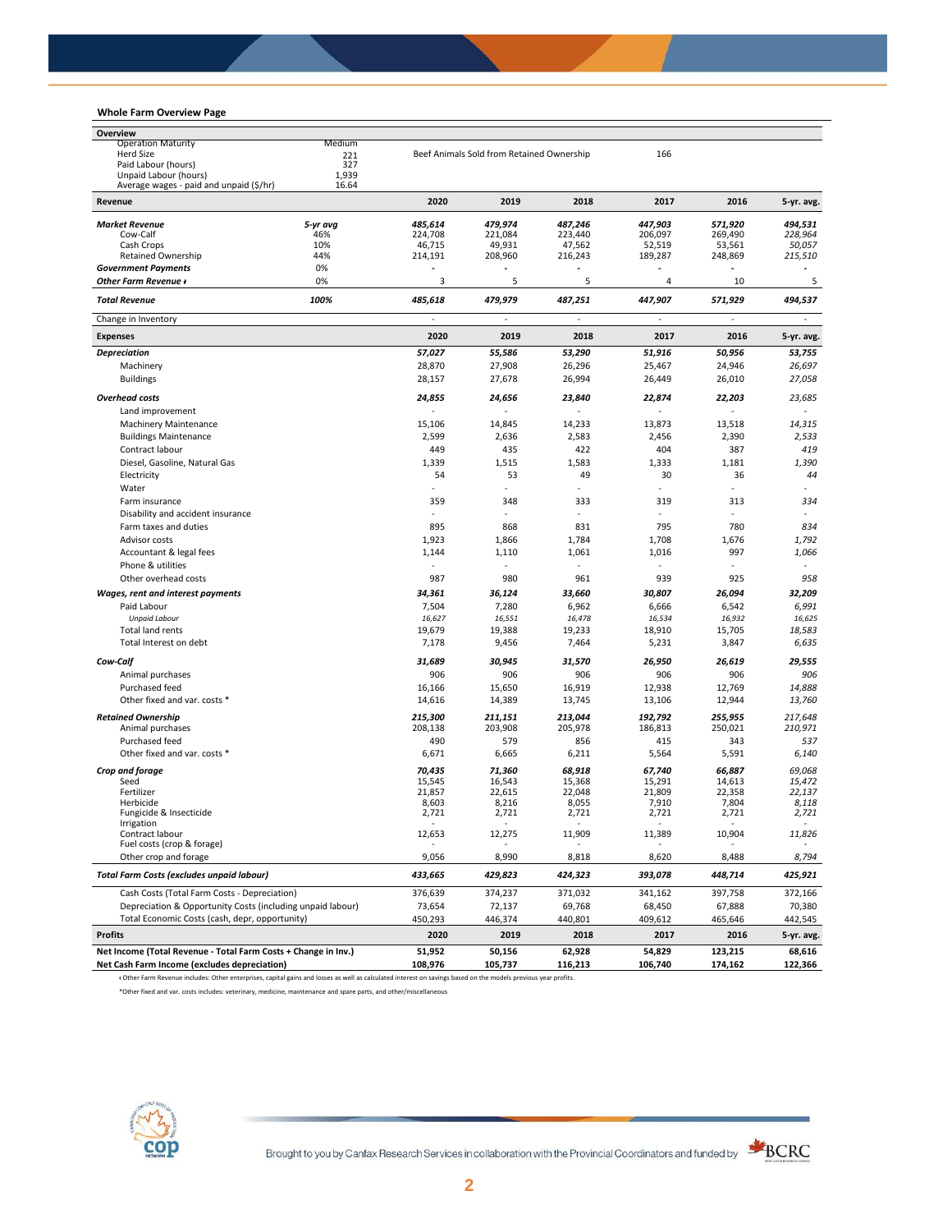## Whole Farm Overview Page

| Overview | | | | | | | |
|---|---|---|---|---|---|---|---|
| Operation Maturity | Medium | | | | | | |
| Herd Size | 221 | Beef Animals Sold from Retained Ownership | | | 166 | | |
| Paid Labour (hours) | 327 | | | | | | |
| Unpaid Labour (hours) | 1,939 | | | | | | |
| Average wages - paid and unpaid ($/hr) | 16.64 | | | | | | |

| Revenue | | 2020 | 2019 | 2018 | 2017 | 2016 | 5-yr. avg. |
|---|---|---|---|---|---|---|---|
| ***Market Revenue*** | ***5-yr avg*** | *485,614* | *479,974* | *487,246* | *447,903* | *571,920* | *494,531* |
| Cow-Calf | 46% | 224,708 | 221,084 | 223,440 | 206,097 | 269,490 | *228,964* |
| Cash Crops | 10% | 46,715 | 49,931 | 47,562 | 52,519 | 53,561 | *50,057* |
| Retained Ownership | 44% | 214,191 | 208,960 | 216,243 | 189,287 | 248,869 | *215,510* |
| ***Government Payments*** | 0% | - | - | - | - | - | - |
| ***Other Farm Revenue ◊*** | 0% | 3 | 5 | 5 | 4 | 10 | 5 |
| ***Total Revenue*** | ***100%*** | *485,618* | *479,979* | *487,251* | *447,907* | *571,929* | *494,537* |
| Change in Inventory | | - | - | - | - | - | - |

| Expenses | 2020 | 2019 | 2018 | 2017 | 2016 | 5-yr. avg. |
|---|---|---|---|---|---|---|
| ***Depreciation*** | *57,027* | *55,586* | *53,290* | *51,916* | *50,956* | *53,755* |
| Machinery | 28,870 | 27,908 | 26,296 | 25,467 | 24,946 | *26,697* |
| Buildings | 28,157 | 27,678 | 26,994 | 26,449 | 26,010 | *27,058* |
| ***Overhead costs*** | *24,855* | *24,656* | *23,840* | *22,874* | *22,203* | *23,685* |
| Land improvement | - | - | - | - | - | - |
| Machinery Maintenance | 15,106 | 14,845 | 14,233 | 13,873 | 13,518 | *14,315* |
| Buildings Maintenance | 2,599 | 2,636 | 2,583 | 2,456 | 2,390 | *2,533* |
| Contract labour | 449 | 435 | 422 | 404 | 387 | *419* |
| Diesel, Gasoline, Natural Gas | 1,339 | 1,515 | 1,583 | 1,333 | 1,181 | *1,390* |
| Electricity | 54 | 53 | 49 | 30 | 36 | *44* |
| Water | - | - | - | - | - | - |
| Farm insurance | 359 | 348 | 333 | 319 | 313 | *334* |
| Disability and accident insurance | - | - | - | - | - | - |
| Farm taxes and duties | 895 | 868 | 831 | 795 | 780 | *834* |
| Advisor costs | 1,923 | 1,866 | 1,784 | 1,708 | 1,676 | *1,792* |
| Accountant & legal fees | 1,144 | 1,110 | 1,061 | 1,016 | 997 | *1,066* |
| Phone & utilities | - | - | - | - | - | - |
| Other overhead costs | 987 | 980 | 961 | 939 | 925 | *958* |
| ***Wages, rent and interest payments*** | *34,361* | *36,124* | *33,660* | *30,807* | *26,094* | *32,209* |
| Paid Labour | 7,504 | 7,280 | 6,962 | 6,666 | 6,542 | *6,991* |
| *Unpaid Labour* | *16,627* | *16,551* | *16,478* | *16,534* | *16,932* | *16,625* |
| Total land rents | 19,679 | 19,388 | 19,233 | 18,910 | 15,705 | *18,583* |
| Total Interest on debt | 7,178 | 9,456 | 7,464 | 5,231 | 3,847 | *6,635* |
| ***Cow-Calf*** | *31,689* | *30,945* | *31,570* | *26,950* | *26,619* | *29,555* |
| Animal purchases | 906 | 906 | 906 | 906 | 906 | *906* |
| Purchased feed | 16,166 | 15,650 | 16,919 | 12,938 | 12,769 | *14,888* |
| Other fixed and var. costs * | 14,616 | 14,389 | 13,745 | 13,106 | 12,944 | *13,760* |
| ***Retained Ownership*** | *215,300* | *211,151* | *213,044* | *192,792* | *255,955* | *217,648* |
| Animal purchases | 208,138 | 203,908 | 205,978 | 186,813 | 250,021 | *210,971* |
| Purchased feed | 490 | 579 | 856 | 415 | 343 | *537* |
| Other fixed and var. costs * | 6,671 | 6,665 | 6,211 | 5,564 | 5,591 | *6,140* |
| ***Crop and forage*** | *70,435* | *71,360* | *68,918* | *67,740* | *66,887* | *69,068* |
| Seed | 15,545 | 16,543 | 15,368 | 15,291 | 14,613 | *15,472* |
| Fertilizer | 21,857 | 22,615 | 22,048 | 21,809 | 22,358 | *22,137* |
| Herbicide | 8,603 | 8,216 | 8,055 | 7,910 | 7,804 | *8,118* |
| Fungicide & Insecticide | 2,721 | 2,721 | 2,721 | 2,721 | 2,721 | *2,721* |
| Irrigation | - | - | - | - | - | - |
| Contract labour | 12,653 | 12,275 | 11,909 | 11,389 | 10,904 | *11,826* |
| Fuel costs (crop & forage) | - | - | - | - | - | - |
| Other crop and forage | 9,056 | 8,990 | 8,818 | 8,620 | 8,488 | *8,794* |
| ***Total Farm Costs (excludes unpaid labour)*** | *433,665* | *429,823* | *424,323* | *393,078* | *448,714* | *425,921* |
| Cash Costs (Total Farm Costs - Depreciation) | 376,639 | 374,237 | 371,032 | 341,162 | 397,758 | 372,166 |
| Depreciation & Opportunity Costs (including unpaid labour) | 73,654 | 72,137 | 69,768 | 68,450 | 67,888 | 70,380 |
| Total Economic Costs (cash, depr, opportunity) | 450,293 | 446,374 | 440,801 | 409,612 | 465,646 | 442,545 |

| Profits | 2020 | 2019 | 2018 | 2017 | 2016 | 5-yr. avg. |
|---|---|---|---|---|---|---|
| **Net Income (Total Revenue - Total Farm Costs + Change in Inv.)** | **51,952** | **50,156** | **62,928** | **54,829** | **123,215** | **68,616** |
| **Net Cash Farm Income (excludes depreciation)** | **108,976** | **105,737** | **116,213** | **106,740** | **174,162** | **122,366** |

◊ Other Farm Revenue includes: Other enterprises, capital gains and losses as well as calculated interest on savings based on the models previous year profits.

*Other fixed and var. costs includes: veterinary, medicine, maintenance and spare parts, and other/miscellaneous

Brought to you by Canfax Research Services in collaboration with the Provincial Coordinators and funded by BCRC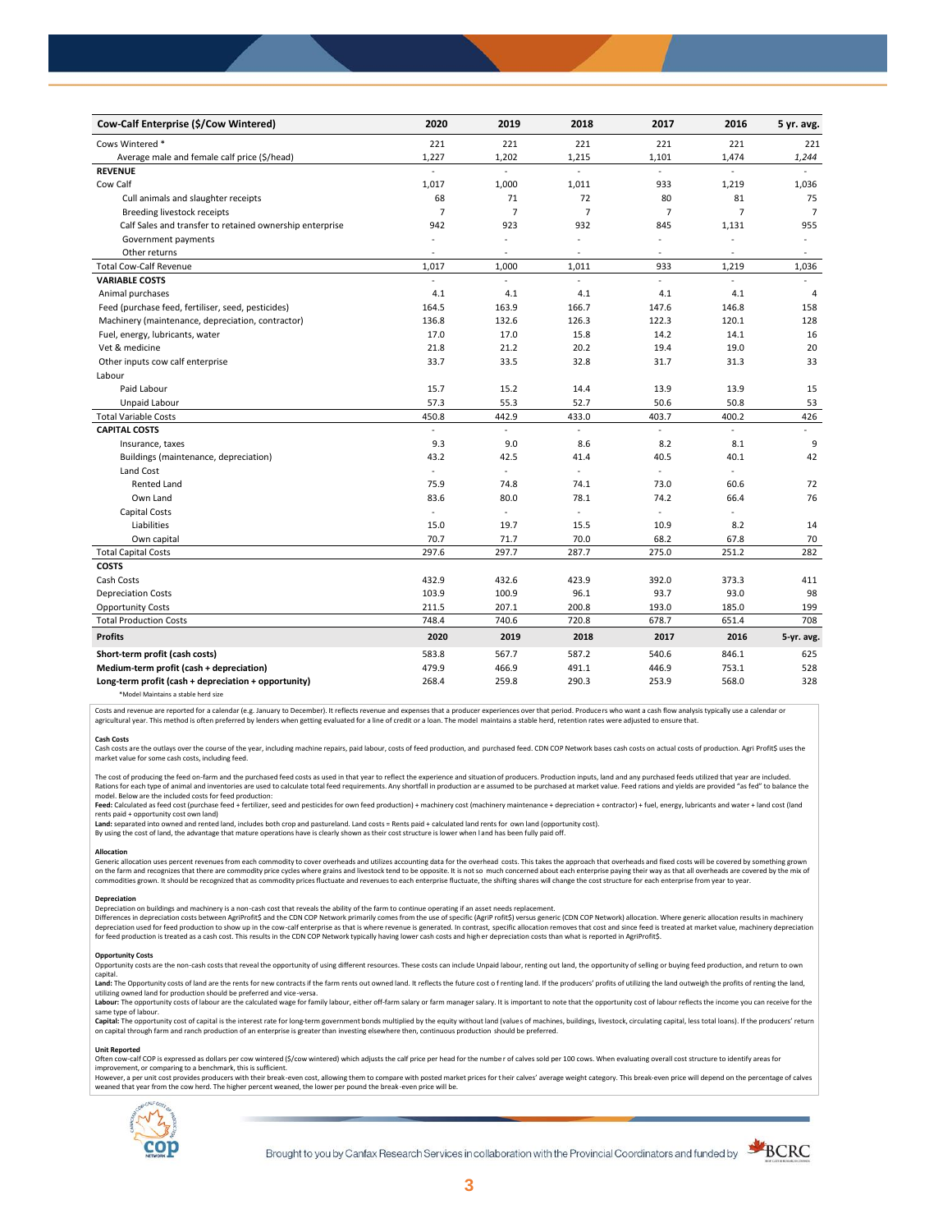| Cow-Calf Enterprise ($/Cow Wintered) | 2020 | 2019 | 2018 | 2017 | 2016 | 5 yr. avg. |
|---|---|---|---|---|---|---|
| Cows Wintered * | 221 | 221 | 221 | 221 | 221 | 221 |
| Average male and female calf price ($/head) | 1,227 | 1,202 | 1,215 | 1,101 | 1,474 | *1,244* |
| **REVENUE** | - | - | - | - | - | - |
| Cow Calf | 1,017 | 1,000 | 1,011 | 933 | 1,219 | 1,036 |
| Cull animals and slaughter receipts | 68 | 71 | 72 | 80 | 81 | 75 |
| Breeding livestock receipts | 7 | 7 | 7 | 7 | 7 | 7 |
| Calf Sales and transfer to retained ownership enterprise | 942 | 923 | 932 | 845 | 1,131 | 955 |
| Government payments | - | - | - | - | - | - |
| Other returns | - | - | - | - | - | - |
| Total Cow-Calf Revenue | 1,017 | 1,000 | 1,011 | 933 | 1,219 | 1,036 |
| **VARIABLE COSTS** | - | - | - | - | - | - |
| Animal purchases | 4.1 | 4.1 | 4.1 | 4.1 | 4.1 | 4 |
| Feed (purchase feed, fertiliser, seed, pesticides) | 164.5 | 163.9 | 166.7 | 147.6 | 146.8 | 158 |
| Machinery (maintenance, depreciation, contractor) | 136.8 | 132.6 | 126.3 | 122.3 | 120.1 | 128 |
| Fuel, energy, lubricants, water | 17.0 | 17.0 | 15.8 | 14.2 | 14.1 | 16 |
| Vet & medicine | 21.8 | 21.2 | 20.2 | 19.4 | 19.0 | 20 |
| Other inputs cow calf enterprise | 33.7 | 33.5 | 32.8 | 31.7 | 31.3 | 33 |
| Labour | | | | | | |
| Paid Labour | 15.7 | 15.2 | 14.4 | 13.9 | 13.9 | 15 |
| Unpaid Labour | 57.3 | 55.3 | 52.7 | 50.6 | 50.8 | 53 |
| Total Variable Costs | 450.8 | 442.9 | 433.0 | 403.7 | 400.2 | 426 |
| **CAPITAL COSTS** | - | - | - | - | - | - |
| Insurance, taxes | 9.3 | 9.0 | 8.6 | 8.2 | 8.1 | 9 |
| Buildings (maintenance, depreciation) | 43.2 | 42.5 | 41.4 | 40.5 | 40.1 | 42 |
| Land Cost | - | - | - | - | - | |
| Rented Land | 75.9 | 74.8 | 74.1 | 73.0 | 60.6 | 72 |
| Own Land | 83.6 | 80.0 | 78.1 | 74.2 | 66.4 | 76 |
| Capital Costs | - | - | - | - | - | |
| Liabilities | 15.0 | 19.7 | 15.5 | 10.9 | 8.2 | 14 |
| Own capital | 70.7 | 71.7 | 70.0 | 68.2 | 67.8 | 70 |
| Total Capital Costs | 297.6 | 297.7 | 287.7 | 275.0 | 251.2 | 282 |
| **COSTS** | | | | | | |
| Cash Costs | 432.9 | 432.6 | 423.9 | 392.0 | 373.3 | 411 |
| Depreciation Costs | 103.9 | 100.9 | 96.1 | 93.7 | 93.0 | 98 |
| Opportunity Costs | 211.5 | 207.1 | 200.8 | 193.0 | 185.0 | 199 |
| Total Production Costs | 748.4 | 740.6 | 720.8 | 678.7 | 651.4 | 708 |
| **Profits** | **2020** | **2019** | **2018** | **2017** | **2016** | **5-yr. avg.** |
| **Short-term profit (cash costs)** | 583.8 | 567.7 | 587.2 | 540.6 | 846.1 | 625 |
| **Medium-term profit (cash + depreciation)** | 479.9 | 466.9 | 491.1 | 446.9 | 753.1 | 528 |
| **Long-term profit (cash + depreciation + opportunity)** | 268.4 | 259.8 | 290.3 | 253.9 | 568.0 | 328 |

*Model Maintains a stable herd size

Costs and revenue are reported for a calendar (e.g. January to December). It reflects revenue and expenses that a producer experiences over that period. Producers who want a cash flow analysis typically use a calendar or agricultural year. This method is often preferred by lenders when getting evaluated for a line of credit or a loan. The model maintains a stable herd, retention rates were adjusted to ensure that.

**Cash Costs**

Cash costs are the outlays over the course of the year, including machine repairs, paid labour, costs of feed production, and purchased feed. CDN COP Network bases cash costs on actual costs of production. Agri Profit$ uses the market value for some cash costs, including feed.

The cost of producing the feed on-farm and the purchased feed costs as used in that year to reflect the experience and situation of producers. Production inputs, land and any purchased feeds utilized that year are included. Rations for each type of animal and inventories are used to calculate total feed requirements. Any shortfall in production are assumed to be purchased at market value. Feed rations and yields are provided "as fed" to balance the model. Below are the included costs for feed production:

**Feed:** Calculated as feed cost (purchase feed + fertilizer, seed and pesticides for own feed production) + machinery cost (machinery maintenance + depreciation + contractor) + fuel, energy, lubricants and water + land cost (land rents paid + opportunity cost own land)

**Land:** separated into owned and rented land, includes both crop and pastureland. Land costs = Rents paid + calculated land rents for own land (opportunity cost).

By using the cost of land, the advantage that mature operations have is clearly shown as their cost structure is lower when land has been fully paid off.

**Allocation**

Generic allocation uses percent revenues from each commodity to cover overheads and utilizes accounting data for the overhead costs. This takes the approach that overheads and fixed costs will be covered by something grown on the farm and recognizes that there are commodity price cycles where grains and livestock tend to be opposite. It is not so much concerned about each enterprise paying their way as that all overheads are covered by the mix of commodities grown. It should be recognized that as commodity prices fluctuate and revenues to each enterprise fluctuate, the shifting shares will change the cost structure for each enterprise from year to year.

**Depreciation**

Depreciation on buildings and machinery is a non-cash cost that reveals the ability of the farm to continue operating if an asset needs replacement.

Differences in depreciation costs between AgriProfit$ and the CDN COP Network primarily comes from the use of specific (AgriProfit$) versus generic (CDN COP Network) allocation. Where generic allocation results in machinery depreciation used for feed production to show up in the cow-calf enterprise as that is where revenue is generated. In contrast, specific allocation removes that cost and since feed is treated at market value, machinery depreciation for feed production is treated as a cash cost. This results in the CDN COP Network typically having lower cash costs and higher depreciation costs than what is reported in AgriProfit$.

**Opportunity Costs**

Opportunity costs are the non-cash costs that reveal the opportunity of using different resources. These costs can include Unpaid labour, renting out land, the opportunity of selling or buying feed production, and return to own capital.

**Land:** The Opportunity costs of land are the rents for new contracts if the farm rents out owned land. It reflects the future cost of renting land. If the producers' profits of utilizing the land outweigh the profits of renting the land, utilizing owned land for production should be preferred and vice-versa.

**Labour:** The opportunity costs of labour are the calculated wage for family labour, either off-farm salary or farm manager salary. It is important to note that the opportunity cost of labour reflects the income you can receive for the same type of labour.

**Capital:** The opportunity cost of capital is the interest rate for long-term government bonds multiplied by the equity without land (values of machines, buildings, livestock, circulating capital, less total loans). If the producers' return on capital through farm and ranch production of an enterprise is greater than investing elsewhere then, continuous production should be preferred.

**Unit Reported**

Often cow-calf COP is expressed as dollars per cow wintered ($/cow wintered) which adjusts the calf price per head for the number of calves sold per 100 cows. When evaluating overall cost structure to identify areas for improvement, or comparing to a benchmark, this is sufficient.

However, a per unit cost provides producers with their break-even cost, allowing them to compare with posted market prices for their calves' average weight category. This break-even price will depend on the percentage of calves weaned that year from the cow herd. The higher percent weaned, the lower per pound the break-even price will be.

Brought to you by Canfax Research Services in collaboration with the Provincial Coordinators and funded by BCRC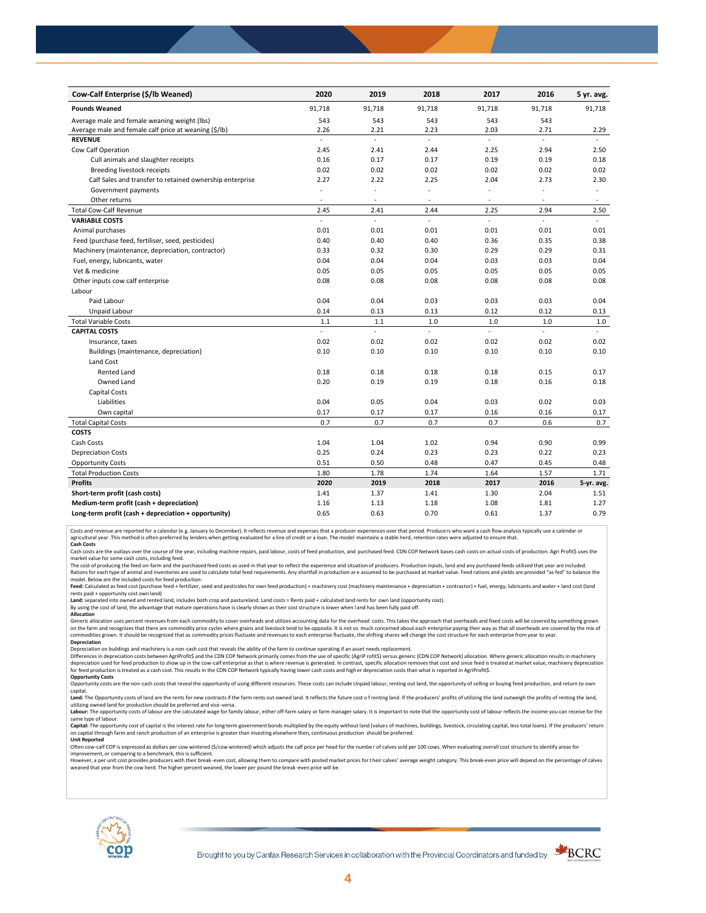| Cow-Calf Enterprise ($/lb Weaned) | 2020 | 2019 | 2018 | 2017 | 2016 | 5 yr. avg. |
|---|---|---|---|---|---|---|
| **Pounds Weaned** | 91,718 | 91,718 | 91,718 | 91,718 | 91,718 | 91,718 |
| Average male and female weaning weight (lbs) | 543 | 543 | 543 | 543 | 543 | |
| Average male and female calf price at weaning ($/lb) | 2.26 | 2.21 | 2.23 | 2.03 | 2.71 | 2.29 |
| **REVENUE** | - | - | - | - | - | - |
| Cow Calf Operation | 2.45 | 2.41 | 2.44 | 2.25 | 2.94 | 2.50 |
| Cull animals and slaughter receipts | 0.16 | 0.17 | 0.17 | 0.19 | 0.19 | 0.18 |
| Breeding livestock receipts | 0.02 | 0.02 | 0.02 | 0.02 | 0.02 | 0.02 |
| Calf Sales and transfer to retained ownership enterprise | 2.27 | 2.22 | 2.25 | 2.04 | 2.73 | 2.30 |
| Government payments | - | - | - | - | - | - |
| Other returns | - | - | - | - | - | - |
| Total Cow-Calf Revenue | 2.45 | 2.41 | 2.44 | 2.25 | 2.94 | 2.50 |
| **VARIABLE COSTS** | - | - | - | - | - | - |
| Animal purchases | 0.01 | 0.01 | 0.01 | 0.01 | 0.01 | 0.01 |
| Feed (purchase feed, fertiliser, seed, pesticides) | 0.40 | 0.40 | 0.40 | 0.36 | 0.35 | 0.38 |
| Machinery (maintenance, depreciation, contractor) | 0.33 | 0.32 | 0.30 | 0.29 | 0.29 | 0.31 |
| Fuel, energy, lubricants, water | 0.04 | 0.04 | 0.04 | 0.03 | 0.03 | 0.04 |
| Vet & medicine | 0.05 | 0.05 | 0.05 | 0.05 | 0.05 | 0.05 |
| Other inputs cow calf enterprise | 0.08 | 0.08 | 0.08 | 0.08 | 0.08 | 0.08 |
| Labour | | | | | | |
| Paid Labour | 0.04 | 0.04 | 0.03 | 0.03 | 0.03 | 0.04 |
| Unpaid Labour | 0.14 | 0.13 | 0.13 | 0.12 | 0.12 | 0.13 |
| Total Variable Costs | 1.1 | 1.1 | 1.0 | 1.0 | 1.0 | 1.0 |
| **CAPITAL COSTS** | - | - | - | - | - | - |
| Insurance, taxes | 0.02 | 0.02 | 0.02 | 0.02 | 0.02 | 0.02 |
| Buildings (maintenance, depreciation) | 0.10 | 0.10 | 0.10 | 0.10 | 0.10 | 0.10 |
| Land Cost | | | | | | |
| Rented Land | 0.18 | 0.18 | 0.18 | 0.18 | 0.15 | 0.17 |
| Owned Land | 0.20 | 0.19 | 0.19 | 0.18 | 0.16 | 0.18 |
| Capital Costs | | | | | | |
| Liabilities | 0.04 | 0.05 | 0.04 | 0.03 | 0.02 | 0.03 |
| Own capital | 0.17 | 0.17 | 0.17 | 0.16 | 0.16 | 0.17 |
| Total Capital Costs | 0.7 | 0.7 | 0.7 | 0.7 | 0.6 | 0.7 |
| **COSTS** | | | | | | |
| Cash Costs | 1.04 | 1.04 | 1.02 | 0.94 | 0.90 | 0.99 |
| Depreciation Costs | 0.25 | 0.24 | 0.23 | 0.23 | 0.22 | 0.23 |
| Opportunity Costs | 0.51 | 0.50 | 0.48 | 0.47 | 0.45 | 0.48 |
| Total Production Costs | 1.80 | 1.78 | 1.74 | 1.64 | 1.57 | 1.71 |
| **Profits** | **2020** | **2019** | **2018** | **2017** | **2016** | **5-yr. avg.** |
| **Short-term profit (cash costs)** | 1.41 | 1.37 | 1.41 | 1.30 | 2.04 | 1.51 |
| **Medium-term profit (cash + depreciation)** | 1.16 | 1.13 | 1.18 | 1.08 | 1.81 | 1.27 |
| **Long-term profit (cash + depreciation + opportunity)** | 0.65 | 0.63 | 0.70 | 0.61 | 1.37 | 0.79 |

Costs and revenue are reported for a calendar (e.g. January to December). It reflects revenue and expenses that a producer experiences over that period. Producers who want a cash flow analysis typically use a calendar or agricultural year. This method is often preferred by lenders when getting evaluated for a line of credit or a loan. The model maintains a stable herd, retention rates were adjusted to ensure that.

**Cash Costs**

Cash costs are the outlays over the course of the year, including machine repairs, paid labour, costs of feed production, and purchased feed. CDN COP Network bases cash costs on actual costs of production. Agri Profit$ uses the market value for some cash costs, including feed.

The cost of producing the feed on-farm and the purchased feed costs as used in that year to reflect the experience and situation of producers. Production inputs, land and any purchased feeds utilized that year are included. Rations for each type of animal and inventories are used to calculate total feed requirements. Any shortfall in production are assumed to be purchased at market value. Feed rations and yields are provided "as fed" to balance the model. Below are the included costs for feed production:

**Feed:** Calculated as feed cost (purchase feed + fertilizer, seed and pesticides for own feed production) + machinery cost (machinery maintenance + depreciation + contractor) + fuel, energy, lubricants and water + land cost (land rents paid + opportunity cost own land)

**Land:** separated into owned and rented land, includes both crop and pastureland. Land costs = Rents paid + calculated land rents for own land (opportunity cost).

By using the cost of land, the advantage that mature operations have is clearly shown as their cost structure is lower when land has been fully paid off.

**Allocation**

Generic allocation uses percent revenues from each commodity to cover overheads and utilizes accounting data for the overhead costs. This takes the approach that overheads and fixed costs will be covered by something grown on the farm and recognizes that there are commodity price cycles where grains and livestock tend to be opposite. It is not so much concerned about each enterprise paying their way as that all overheads are covered by the mix of commodities grown. It should be recognized that as commodity prices fluctuate and revenues to each enterprise fluctuate, the shifting shares will change the cost structure for each enterprise from year to year.

**Depreciation**

Depreciation on buildings and machinery is a non-cash cost that reveals the ability of the farm to continue operating if an asset needs replacement.

Differences in depreciation costs between AgriProfit$ and the CDN COP Network primarily comes from the use of specific (AgriP rofit$) versus generic (CDN COP Network) allocation. Where generic allocation results in machinery depreciation used for feed production to show up in the cow-calf enterprise as that is where revenue is generated. In contrast, specific allocation removes that cost and since feed is treated at market value, machinery depreciation for feed production is treated as a cash cost. This results in the CDN COP Network typically having lower cash costs and higher depreciation costs than what is reported in AgriProfit$.

**Opportunity Costs**

Opportunity costs are the non-cash costs that reveal the opportunity of using different resources. These costs can include Unpaid labour, renting out land, the opportunity of selling or buying feed production, and return to own capital.

**Land:** The Opportunity costs of land are the rents for new contracts if the farm rents out owned land. It reflects the future cost of renting land. If the producers' profits of utilizing the land outweigh the profits of renting the land, utilizing owned land for production should be preferred and vice-versa.

**Labour:** The opportunity costs of labour are the calculated wage for family labour, either off-farm salary or farm manager salary. It is important to note that the opportunity cost of labour reflects the income you can receive for the same type of labour.

**Capital:** The opportunity cost of capital is the interest rate for long-term government bonds multiplied by the equity without land (values of machines, buildings, livestock, circulating capital, less total loans). If the producers' return on capital through farm and ranch production of an enterprise is greater than investing elsewhere then, continuous production should be preferred.

**Unit Reported**

Often cow-calf COP is expressed as dollars per cow wintered ($/cow wintered) which adjusts the calf price per head for the number of calves sold per 100 cows. When evaluating overall cost structure to identify areas for improvement, or comparing to a benchmark, this is sufficient.

However, a per unit cost provides producers with their break-even cost, allowing them to compare with posted market prices for their calves' average weight category. This break-even price will depend on the percentage of calves weaned that year from the cow herd. The higher percent weaned, the lower per pound the break-even price will be.

Brought to you by Canfax Research Services in collaboration with the Provincial Coordinators and funded by BCRC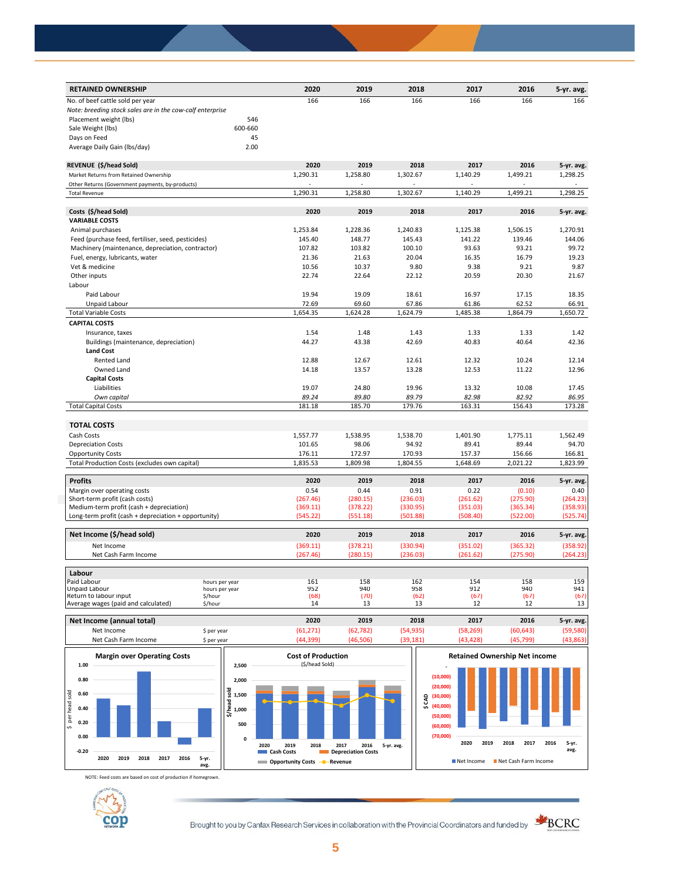| RETAINED OWNERSHIP | | 2020 | 2019 | 2018 | 2017 | 2016 | 5-yr. avg. |
|---|---|---|---|---|---|---|---|
| No. of beef cattle sold per year | | 166 | 166 | 166 | 166 | 166 | 166 |
| *Note: breeding stock sales are in the cow-calf enterprise* | | | | | | | |
| Placement weight (lbs) | 546 | | | | | | |
| Sale Weight (lbs) | 600-660 | | | | | | |
| Days on Feed | 45 | | | | | | |
| Average Daily Gain (lbs/day) | 2.00 | | | | | | |

| REVENUE ($/head Sold) | 2020 | 2019 | 2018 | 2017 | 2016 | 5-yr. avg. |
|---|---|---|---|---|---|---|
| Market Returns from Retained Ownership | 1,290.31 | 1,258.80 | 1,302.67 | 1,140.29 | 1,499.21 | 1,298.25 |
| Other Returns (Government payments, by-products) | - | - | - | - | - | - |
| Total Revenue | 1,290.31 | 1,258.80 | 1,302.67 | 1,140.29 | 1,499.21 | 1,298.25 |

| Costs ($/head Sold) | 2020 | 2019 | 2018 | 2017 | 2016 | 5-yr. avg. |
|---|---|---|---|---|---|---|
| **VARIABLE COSTS** | | | | | | |
| Animal purchases | 1,253.84 | 1,228.36 | 1,240.83 | 1,125.38 | 1,506.15 | 1,270.91 |
| Feed (purchase feed, fertiliser, seed, pesticides) | 145.40 | 148.77 | 145.43 | 141.22 | 139.46 | 144.06 |
| Machinery (maintenance, depreciation, contractor) | 107.82 | 103.82 | 100.10 | 93.63 | 93.21 | 99.72 |
| Fuel, energy, lubricants, water | 21.36 | 21.63 | 20.04 | 16.35 | 16.79 | 19.23 |
| Vet & medicine | 10.56 | 10.37 | 9.80 | 9.38 | 9.21 | 9.87 |
| Other inputs | 22.74 | 22.64 | 22.12 | 20.59 | 20.30 | 21.67 |
| Labour | | | | | | |
| Paid Labour | 19.94 | 19.09 | 18.61 | 16.97 | 17.15 | 18.35 |
| Unpaid Labour | 72.69 | 69.60 | 67.86 | 61.86 | 62.52 | 66.91 |
| Total Variable Costs | 1,654.35 | 1,624.28 | 1,624.79 | 1,485.38 | 1,864.79 | 1,650.72 |
| **CAPITAL COSTS** | | | | | | |
| Insurance, taxes | 1.54 | 1.48 | 1.43 | 1.33 | 1.33 | 1.42 |
| Buildings (maintenance, depreciation) | 44.27 | 43.38 | 42.69 | 40.83 | 40.64 | 42.36 |
| **Land Cost** | | | | | | |
| Rented Land | 12.88 | 12.67 | 12.61 | 12.32 | 10.24 | 12.14 |
| Owned Land | 14.18 | 13.57 | 13.28 | 12.53 | 11.22 | 12.96 |
| **Capital Costs** | | | | | | |
| Liabilities | 19.07 | 24.80 | 19.96 | 13.32 | 10.08 | 17.45 |
| *Own capital* | *89.24* | *89.80* | *89.79* | *82.98* | *82.92* | *86.95* |
| Total Capital Costs | 181.18 | 185.70 | 179.76 | 163.31 | 156.43 | 173.28 |

| TOTAL COSTS | 2020 | 2019 | 2018 | 2017 | 2016 | 5-yr. avg. |
|---|---|---|---|---|---|---|
| Cash Costs | 1,557.77 | 1,538.95 | 1,538.70 | 1,401.90 | 1,775.11 | 1,562.49 |
| Depreciation Costs | 101.65 | 98.06 | 94.92 | 89.41 | 89.44 | 94.70 |
| Opportunity Costs | 176.11 | 172.97 | 170.93 | 157.37 | 156.66 | 166.81 |
| Total Production Costs (excludes own capital) | 1,835.53 | 1,809.98 | 1,804.55 | 1,648.69 | 2,021.22 | 1,823.99 |

| Profits | 2020 | 2019 | 2018 | 2017 | 2016 | 5-yr. avg. |
|---|---|---|---|---|---|---|
| Margin over operating costs | 0.54 | 0.44 | 0.91 | 0.22 | (0.10) | 0.40 |
| Short-term profit (cash costs) | (267.46) | (280.15) | (236.03) | (261.62) | (275.90) | (264.23) |
| Medium-term profit (cash + depreciation) | (369.11) | (378.22) | (330.95) | (351.03) | (365.34) | (358.93) |
| Long-term profit (cash + depreciation + opportunity) | (545.22) | (551.18) | (501.88) | (508.40) | (522.00) | (525.74) |

| Net Income ($/head sold) | 2020 | 2019 | 2018 | 2017 | 2016 | 5-yr. avg. |
|---|---|---|---|---|---|---|
| Net Income | (369.11) | (378.21) | (330.94) | (351.02) | (365.32) | (358.92) |
| Net Cash Farm Income | (267.46) | (280.15) | (236.03) | (261.62) | (275.90) | (264.23) |

| Labour | | 2020 | 2019 | 2018 | 2017 | 2016 | 5-yr. avg. |
|---|---|---|---|---|---|---|---|
| Paid Labour | hours per year | 161 | 158 | 162 | 154 | 158 | 159 |
| Unpaid Labour | hours per year | 952 | 940 | 958 | 912 | 940 | 941 |
| Return to labour input | $/hour | (68) | (70) | (62) | (67) | (67) | (67) |
| Average wages (paid and calculated) | $/hour | 14 | 13 | 13 | 12 | 12 | 13 |

| Net Income (annual total) | | 2020 | 2019 | 2018 | 2017 | 2016 | 5-yr. avg. |
|---|---|---|---|---|---|---|---|
| Net Income | $ per year | (61,271) | (62,782) | (54,935) | (58,269) | (60,643) | (59,580) |
| Net Cash Farm Income | $ per year | (44,399) | (46,506) | (39,181) | (43,428) | (45,799) | (43,863) |

NOTE: Feed costs are based on cost of production if homegrown.

Brought to you by Canfax Research Services in collaboration with the Provincial Coordinators and funded by BCRC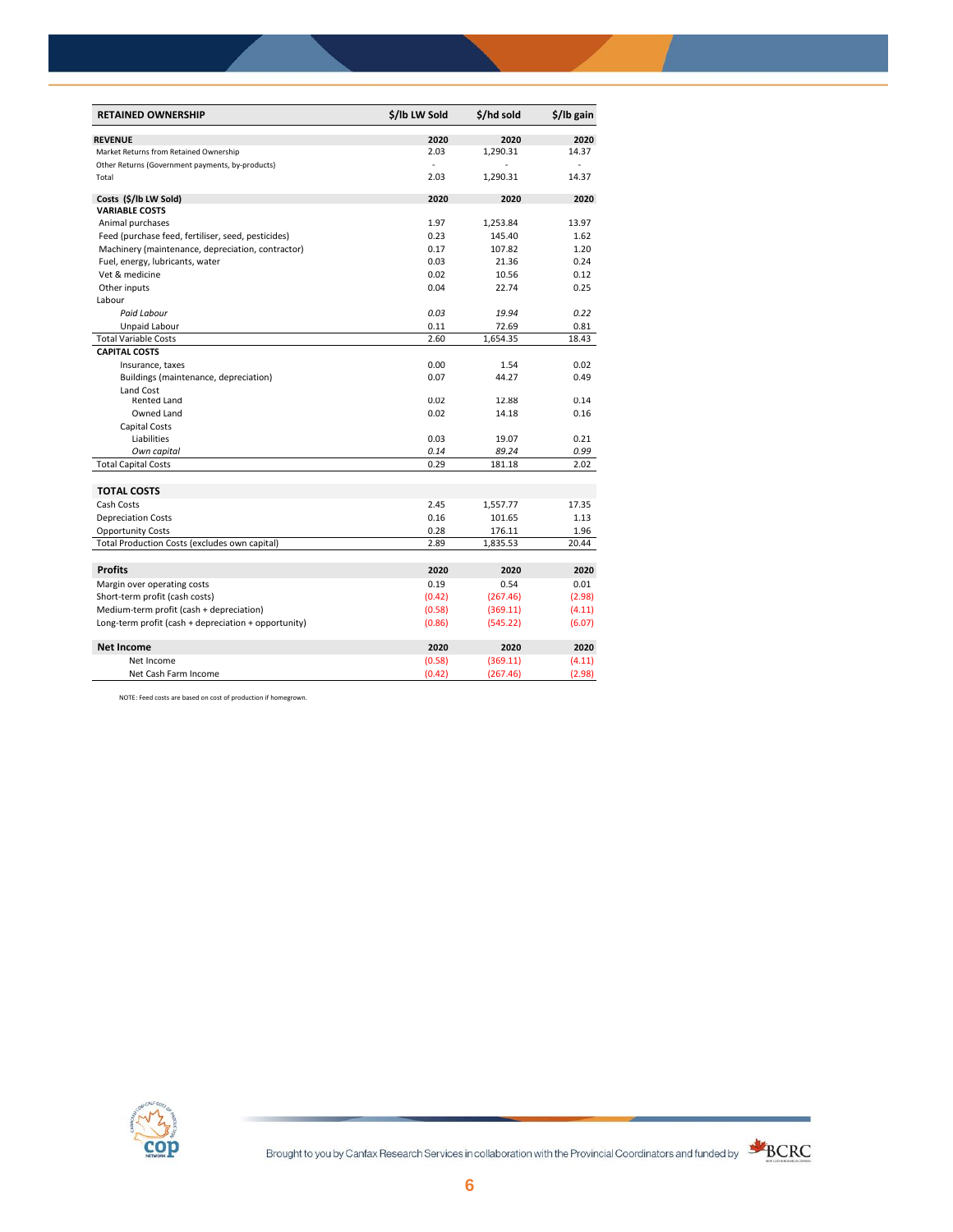| RETAINED OWNERSHIP | $/lb LW Sold | $/hd sold | $/lb gain |
|---|---|---|---|
| **REVENUE** | **2020** | **2020** | **2020** |
| Market Returns from Retained Ownership | 2.03 | 1,290.31 | 14.37 |
| Other Returns (Government payments, by-products) | - | - | - |
| Total | 2.03 | 1,290.31 | 14.37 |
| **Costs ($/lb LW Sold)** | **2020** | **2020** | **2020** |
| **VARIABLE COSTS** | | | |
| Animal purchases | 1.97 | 1,253.84 | 13.97 |
| Feed (purchase feed, fertiliser, seed, pesticides) | 0.23 | 145.40 | 1.62 |
| Machinery (maintenance, depreciation, contractor) | 0.17 | 107.82 | 1.20 |
| Fuel, energy, lubricants, water | 0.03 | 21.36 | 0.24 |
| Vet & medicine | 0.02 | 10.56 | 0.12 |
| Other inputs | 0.04 | 22.74 | 0.25 |
| Labour | | | |
| *Paid Labour* | *0.03* | *19.94* | *0.22* |
| Unpaid Labour | 0.11 | 72.69 | 0.81 |
| Total Variable Costs | 2.60 | 1,654.35 | 18.43 |
| **CAPITAL COSTS** | | | |
| Insurance, taxes | 0.00 | 1.54 | 0.02 |
| Buildings (maintenance, depreciation) | 0.07 | 44.27 | 0.49 |
| Land Cost | | | |
| Rented Land | 0.02 | 12.88 | 0.14 |
| Owned Land | 0.02 | 14.18 | 0.16 |
| Capital Costs | | | |
| Liabilities | 0.03 | 19.07 | 0.21 |
| *Own capital* | *0.14* | *89.24* | *0.99* |
| Total Capital Costs | 0.29 | 181.18 | 2.02 |
| **TOTAL COSTS** | | | |
| Cash Costs | 2.45 | 1,557.77 | 17.35 |
| Depreciation Costs | 0.16 | 101.65 | 1.13 |
| Opportunity Costs | 0.28 | 176.11 | 1.96 |
| Total Production Costs (excludes own capital) | 2.89 | 1,835.53 | 20.44 |
| **Profits** | **2020** | **2020** | **2020** |
| Margin over operating costs | 0.19 | 0.54 | 0.01 |
| Short-term profit (cash costs) | (0.42) | (267.46) | (2.98) |
| Medium-term profit (cash + depreciation) | (0.58) | (369.11) | (4.11) |
| Long-term profit (cash + depreciation + opportunity) | (0.86) | (545.22) | (6.07) |
| **Net Income** | **2020** | **2020** | **2020** |
| Net Income | (0.58) | (369.11) | (4.11) |
| Net Cash Farm Income | (0.42) | (267.46) | (2.98) |

NOTE: Feed costs are based on cost of production if homegrown.

Brought to you by Canfax Research Services in collaboration with the Provincial Coordinators and funded by BCRC